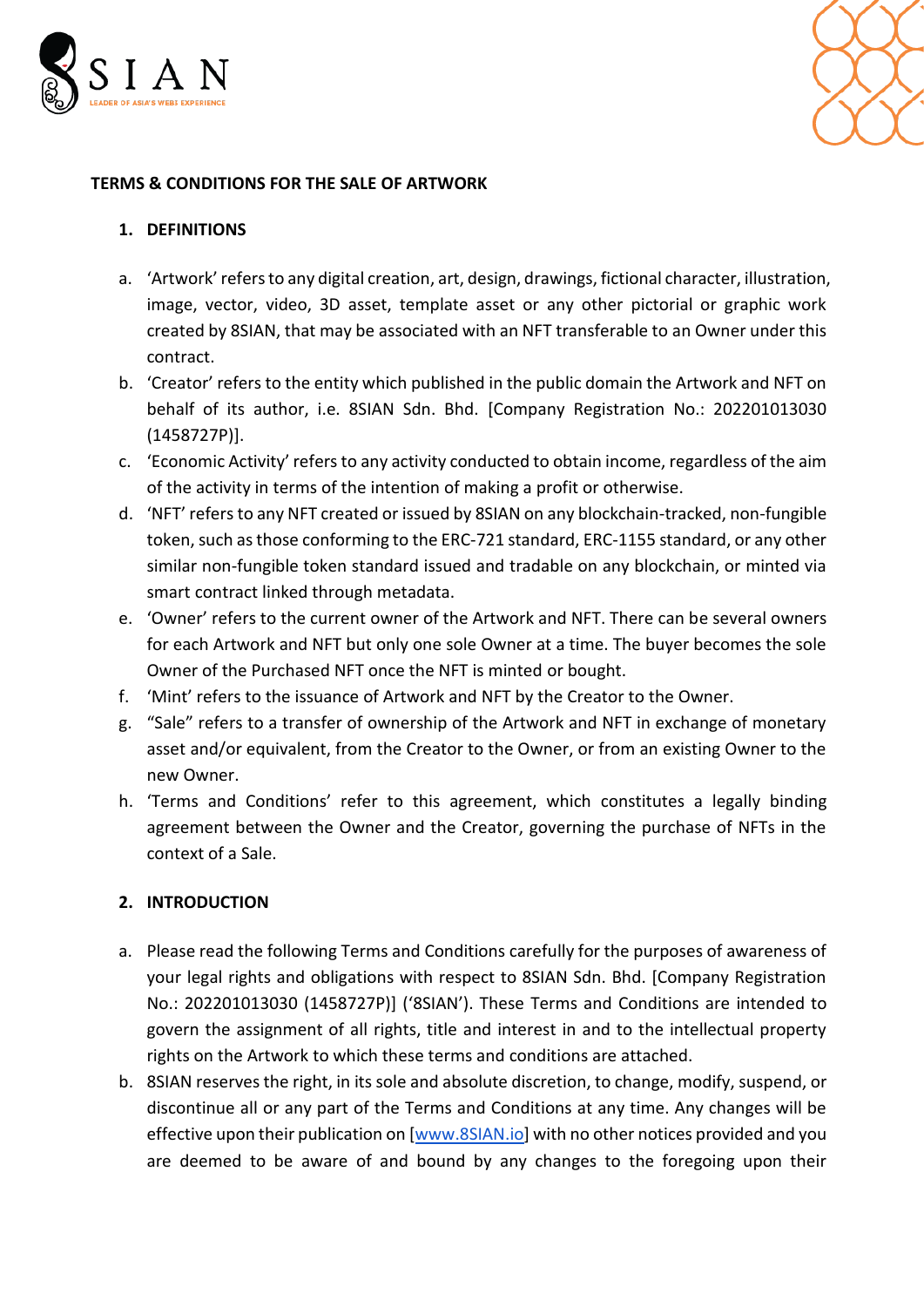# TERMS & CONDITIONS FOR THE SALE OF ARTWORK

## 1. DEFINITIONS

a. 'Artwork' refers to any digital creation, art, design, drawings, fictional character, illustration, image, vector, video, 3D asset, template asset or any other pictorial or graphic work created by 8SIAN, that may be associated with an NFT transferable to an Owner under this contract.

b. 'Creator' refers to the entity which published in the public domain the Artwork and NFT on behalf of its author, i.e. 8SIAN Sdn. Bhd. [Company Registration No.: 202201013030 (1458727P)].

c. 'Economic Activity' refers to any activity conducted to obtain income, regardless of the aim of the activity in terms of the intention of making a profit or otherwise.

d. 'NFT' refers to any NFT created or issued by 8SIAN on any blockchain-tracked, non-fungible token, such as those conforming to the ERC-721 standard, ERC-1155 standard, or any other similar non-fungible token standard issued and tradable on any blockchain, or minted via smart contract linked through metadata.

e. 'Owner' refers to the current owner of the Artwork and NFT. There can be several owners for each Artwork and NFT but only one sole Owner at a time. The buyer becomes the sole Owner of the Purchased NFT once the NFT is minted or bought.

f. 'Mint' refers to the issuance of Artwork and NFT by the Creator to the Owner.

g. "Sale" refers to a transfer of ownership of the Artwork and NFT in exchange of monetary asset and/or equivalent, from the Creator to the Owner, or from an existing Owner to the new Owner.

h. 'Terms and Conditions' refer to this agreement, which constitutes a legally binding agreement between the Owner and the Creator, governing the purchase of NFTs in the context of a Sale.

## 2. INTRODUCTION

a. Please read the following Terms and Conditions carefully for the purposes of awareness of your legal rights and obligations with respect to 8SIAN Sdn. Bhd. [Company Registration No.: 202201013030 (1458727P)] ('8SIAN'). These Terms and Conditions are intended to govern the assignment of all rights, title and interest in and to the intellectual property rights on the Artwork to which these terms and conditions are attached.

b. 8SIAN reserves the right, in its sole and absolute discretion, to change, modify, suspend, or discontinue all or any part of the Terms and Conditions at any time. Any changes will be effective upon their publication on [www.8SIAN.io] with no other notices provided and you are deemed to be aware of and bound by any changes to the foregoing upon their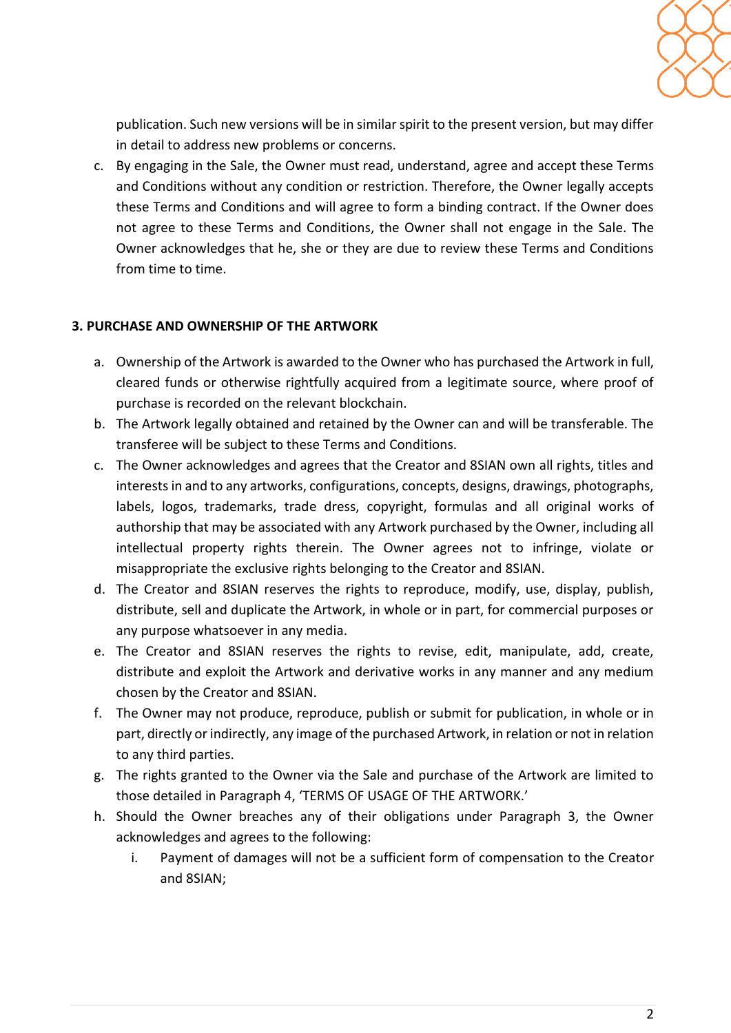publication. Such new versions will be in similar spirit to the present version, but may differ in detail to address new problems or concerns.

c. By engaging in the Sale, the Owner must read, understand, agree and accept these Terms and Conditions without any condition or restriction. Therefore, the Owner legally accepts these Terms and Conditions and will agree to form a binding contract. If the Owner does not agree to these Terms and Conditions, the Owner shall not engage in the Sale. The Owner acknowledges that he, she or they are due to review these Terms and Conditions from time to time.

## 3. PURCHASE AND OWNERSHIP OF THE ARTWORK

a. Ownership of the Artwork is awarded to the Owner who has purchased the Artwork in full, cleared funds or otherwise rightfully acquired from a legitimate source, where proof of purchase is recorded on the relevant blockchain.

b. The Artwork legally obtained and retained by the Owner can and will be transferable. The transferee will be subject to these Terms and Conditions.

c. The Owner acknowledges and agrees that the Creator and 8SIAN own all rights, titles and interests in and to any artworks, configurations, concepts, designs, drawings, photographs, labels, logos, trademarks, trade dress, copyright, formulas and all original works of authorship that may be associated with any Artwork purchased by the Owner, including all intellectual property rights therein. The Owner agrees not to infringe, violate or misappropriate the exclusive rights belonging to the Creator and 8SIAN.

d. The Creator and 8SIAN reserves the rights to reproduce, modify, use, display, publish, distribute, sell and duplicate the Artwork, in whole or in part, for commercial purposes or any purpose whatsoever in any media.

e. The Creator and 8SIAN reserves the rights to revise, edit, manipulate, add, create, distribute and exploit the Artwork and derivative works in any manner and any medium chosen by the Creator and 8SIAN.

f. The Owner may not produce, reproduce, publish or submit for publication, in whole or in part, directly or indirectly, any image of the purchased Artwork, in relation or not in relation to any third parties.

g. The rights granted to the Owner via the Sale and purchase of the Artwork are limited to those detailed in Paragraph 4, 'TERMS OF USAGE OF THE ARTWORK.'

h. Should the Owner breaches any of their obligations under Paragraph 3, the Owner acknowledges and agrees to the following:

   i. Payment of damages will not be a sufficient form of compensation to the Creator and 8SIAN;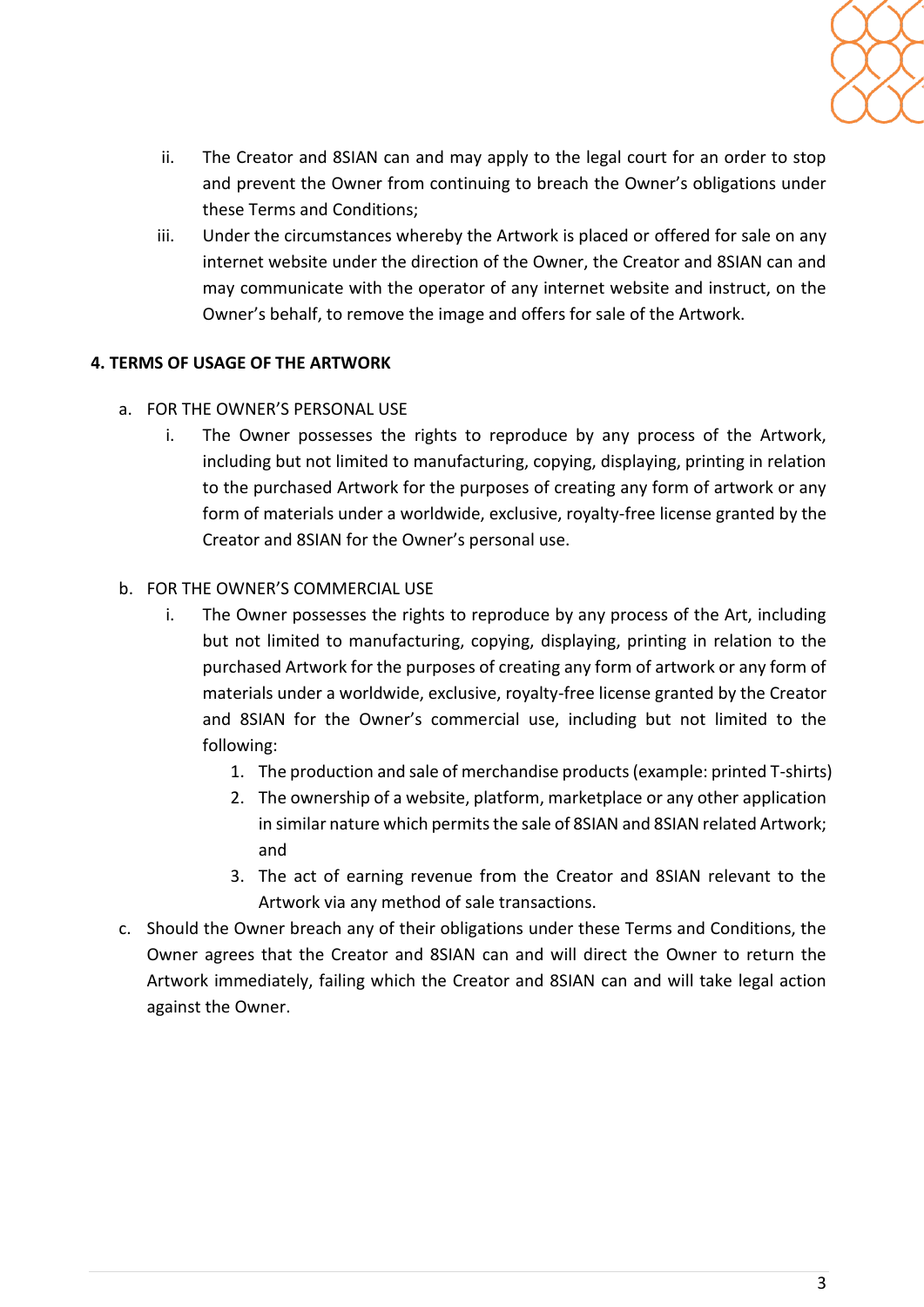ii. The Creator and 8SIAN can and may apply to the legal court for an order to stop and prevent the Owner from continuing to breach the Owner's obligations under these Terms and Conditions;

iii. Under the circumstances whereby the Artwork is placed or offered for sale on any internet website under the direction of the Owner, the Creator and 8SIAN can and may communicate with the operator of any internet website and instruct, on the Owner's behalf, to remove the image and offers for sale of the Artwork.

## 4. TERMS OF USAGE OF THE ARTWORK

a. FOR THE OWNER'S PERSONAL USE

   i. The Owner possesses the rights to reproduce by any process of the Artwork, including but not limited to manufacturing, copying, displaying, printing in relation to the purchased Artwork for the purposes of creating any form of artwork or any form of materials under a worldwide, exclusive, royalty-free license granted by the Creator and 8SIAN for the Owner's personal use.

b. FOR THE OWNER'S COMMERCIAL USE

   i. The Owner possesses the rights to reproduce by any process of the Art, including but not limited to manufacturing, copying, displaying, printing in relation to the purchased Artwork for the purposes of creating any form of artwork or any form of materials under a worldwide, exclusive, royalty-free license granted by the Creator and 8SIAN for the Owner's commercial use, including but not limited to the following:

      1. The production and sale of merchandise products (example: printed T-shirts)
      2. The ownership of a website, platform, marketplace or any other application in similar nature which permits the sale of 8SIAN and 8SIAN related Artwork; and
      3. The act of earning revenue from the Creator and 8SIAN relevant to the Artwork via any method of sale transactions.

c. Should the Owner breach any of their obligations under these Terms and Conditions, the Owner agrees that the Creator and 8SIAN can and will direct the Owner to return the Artwork immediately, failing which the Creator and 8SIAN can and will take legal action against the Owner.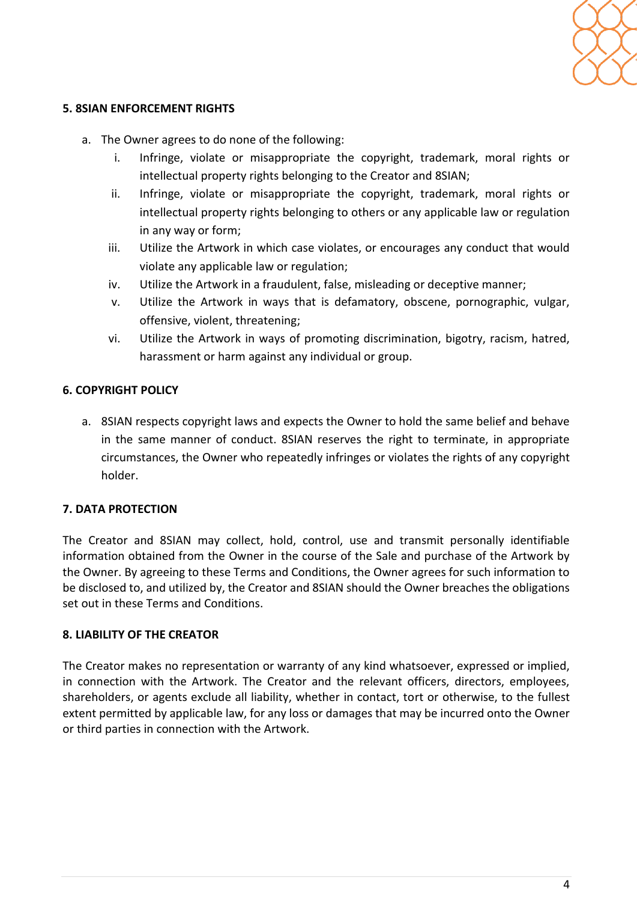### 5. 8SIAN ENFORCEMENT RIGHTS

a. The Owner agrees to do none of the following:

   i. Infringe, violate or misappropriate the copyright, trademark, moral rights or intellectual property rights belonging to the Creator and 8SIAN;

   ii. Infringe, violate or misappropriate the copyright, trademark, moral rights or intellectual property rights belonging to others or any applicable law or regulation in any way or form;

   iii. Utilize the Artwork in which case violates, or encourages any conduct that would violate any applicable law or regulation;

   iv. Utilize the Artwork in a fraudulent, false, misleading or deceptive manner;

   v. Utilize the Artwork in ways that is defamatory, obscene, pornographic, vulgar, offensive, violent, threatening;

   vi. Utilize the Artwork in ways of promoting discrimination, bigotry, racism, hatred, harassment or harm against any individual or group.

### 6. COPYRIGHT POLICY

a. 8SIAN respects copyright laws and expects the Owner to hold the same belief and behave in the same manner of conduct. 8SIAN reserves the right to terminate, in appropriate circumstances, the Owner who repeatedly infringes or violates the rights of any copyright holder.

### 7. DATA PROTECTION

The Creator and 8SIAN may collect, hold, control, use and transmit personally identifiable information obtained from the Owner in the course of the Sale and purchase of the Artwork by the Owner. By agreeing to these Terms and Conditions, the Owner agrees for such information to be disclosed to, and utilized by, the Creator and 8SIAN should the Owner breaches the obligations set out in these Terms and Conditions.

### 8. LIABILITY OF THE CREATOR

The Creator makes no representation or warranty of any kind whatsoever, expressed or implied, in connection with the Artwork. The Creator and the relevant officers, directors, employees, shareholders, or agents exclude all liability, whether in contact, tort or otherwise, to the fullest extent permitted by applicable law, for any loss or damages that may be incurred onto the Owner or third parties in connection with the Artwork.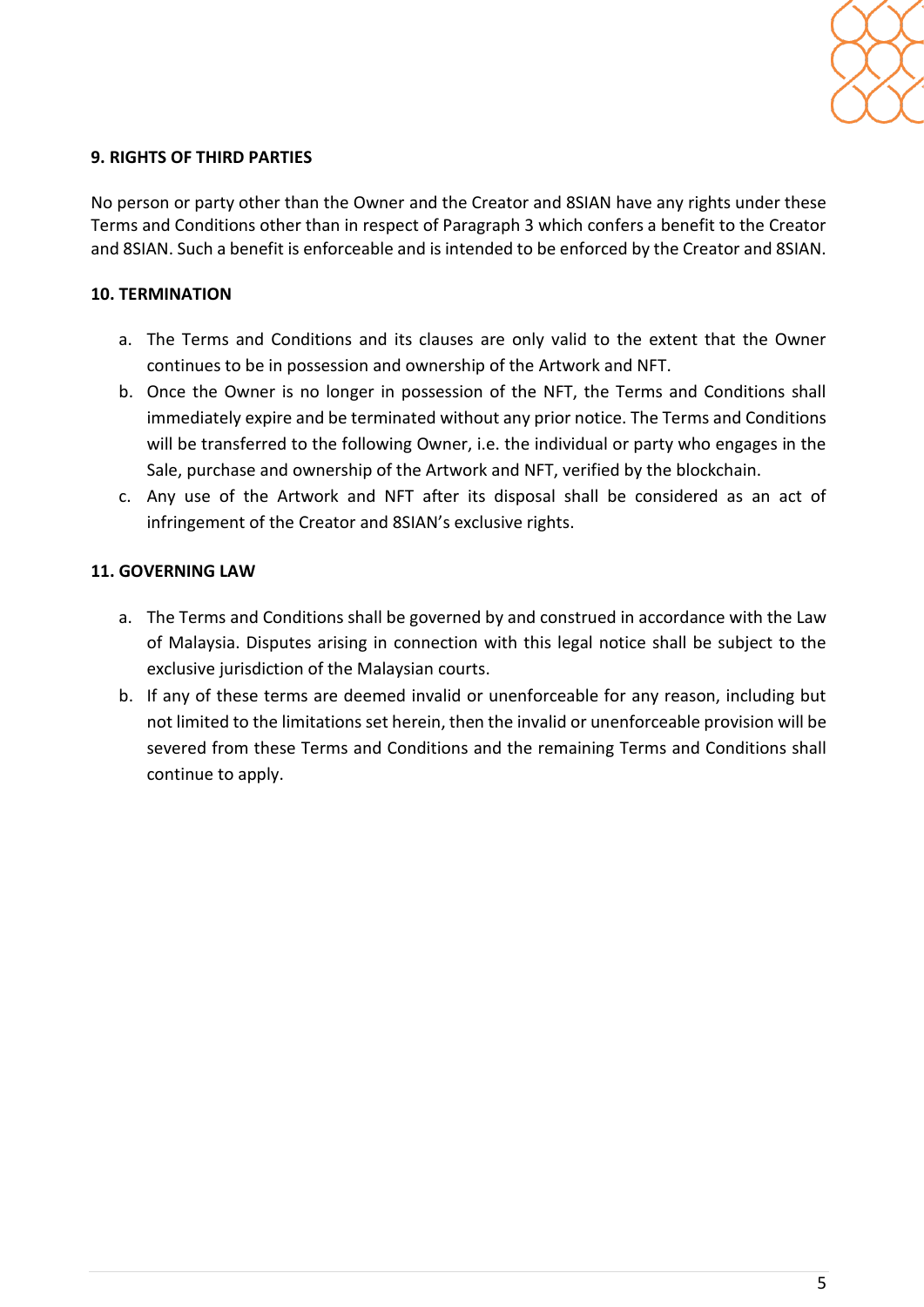**9. RIGHTS OF THIRD PARTIES**

No person or party other than the Owner and the Creator and 8SIAN have any rights under these Terms and Conditions other than in respect of Paragraph 3 which confers a benefit to the Creator and 8SIAN. Such a benefit is enforceable and is intended to be enforced by the Creator and 8SIAN.

**10. TERMINATION**

a. The Terms and Conditions and its clauses are only valid to the extent that the Owner continues to be in possession and ownership of the Artwork and NFT.
b. Once the Owner is no longer in possession of the NFT, the Terms and Conditions shall immediately expire and be terminated without any prior notice. The Terms and Conditions will be transferred to the following Owner, i.e. the individual or party who engages in the Sale, purchase and ownership of the Artwork and NFT, verified by the blockchain.
c. Any use of the Artwork and NFT after its disposal shall be considered as an act of infringement of the Creator and 8SIAN's exclusive rights.

**11. GOVERNING LAW**

a. The Terms and Conditions shall be governed by and construed in accordance with the Law of Malaysia. Disputes arising in connection with this legal notice shall be subject to the exclusive jurisdiction of the Malaysian courts.
b. If any of these terms are deemed invalid or unenforceable for any reason, including but not limited to the limitations set herein, then the invalid or unenforceable provision will be severed from these Terms and Conditions and the remaining Terms and Conditions shall continue to apply.